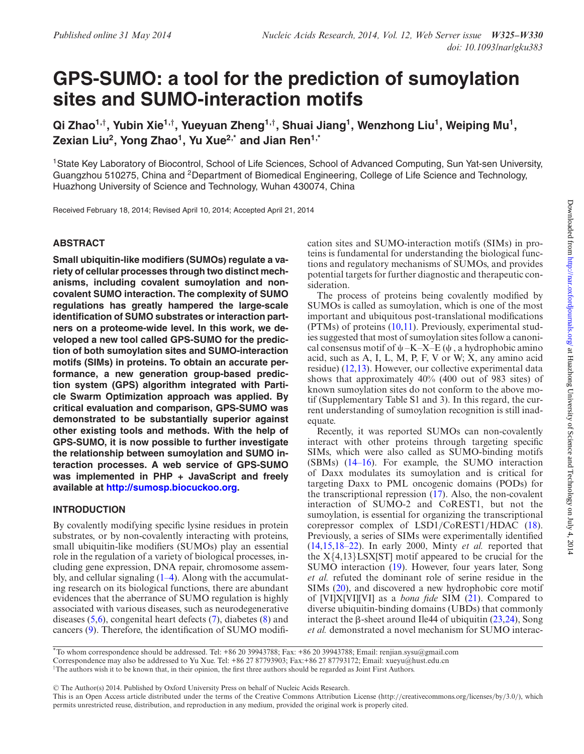# GPS-SUMO: a tool for the prediction of sumoylation sites and SUMO-interaction motifs

**Qi Zhao[1,†], Yubin Xie[1,†], Yueyuan Zheng[1,†], Shuai Jiang[1], Wenzhong Liu[1], Weiping Mu[1], Zexian Liu[2], Yong Zhao[1], Yu Xue[2,*] and Jian Ren[1,*]**

[1]State Key Laboratory of Biocontrol, School of Life Sciences, School of Advanced Computing, Sun Yat-sen University, Guangzhou 510275, China and [2]Department of Biomedical Engineering, College of Life Science and Technology, Huazhong University of Science and Technology, Wuhan 430074, China

Received February 18, 2014; Revised April 10, 2014; Accepted April 21, 2014

## ABSTRACT

**Small ubiquitin-like modifiers (SUMOs) regulate a variety of cellular processes through two distinct mechanisms, including covalent sumoylation and non-covalent SUMO interaction. The complexity of SUMO regulations has greatly hampered the large-scale identification of SUMO substrates or interaction partners on a proteome-wide level. In this work, we developed a new tool called GPS-SUMO for the prediction of both sumoylation sites and SUMO-interaction motifs (SIMs) in proteins. To obtain an accurate performance, a new generation group-based prediction system (GPS) algorithm integrated with Particle Swarm Optimization approach was applied. By critical evaluation and comparison, GPS-SUMO was demonstrated to be substantially superior against other existing tools and methods. With the help of GPS-SUMO, it is now possible to further investigate the relationship between sumoylation and SUMO interaction processes. A web service of GPS-SUMO was implemented in PHP + JavaScript and freely available at http://sumosp.biocuckoo.org.**

## INTRODUCTION

By covalently modifying specific lysine residues in protein substrates, or by non-covalently interacting with proteins, small ubiquitin-like modifiers (SUMOs) play an essential role in the regulation of a variety of biological processes, including gene expression, DNA repair, chromosome assembly, and cellular signaling (1–4). Along with the accumulating research on its biological functions, there are abundant evidences that the aberrance of SUMO regulation is highly associated with various diseases, such as neurodegenerative diseases (5,6), congenital heart defects (7), diabetes (8) and cancers (9). Therefore, the identification of SUMO modification sites and SUMO-interaction motifs (SIMs) in proteins is fundamental for understanding the biological functions and regulatory mechanisms of SUMOs, and provides potential targets for further diagnostic and therapeutic consideration.

The process of proteins being covalently modified by SUMOs is called as sumoylation, which is one of the most important and ubiquitous post-translational modifications (PTMs) of proteins (10,11). Previously, experimental studies suggested that most of sumoylation sites follow a canonical consensus motif of ψ–K–X–E (ψ, a hydrophobic amino acid, such as A, I, L, M, P, F, V or W; X, any amino acid residue) (12,13). However, our collective experimental data shows that approximately 40% (400 out of 983 sites) of known sumoylation sites do not conform to the above motif (Supplementary Table S1 and 3). In this regard, the current understanding of sumoylation recognition is still inadequate.

Recently, it was reported SUMOs can non-covalently interact with other proteins through targeting specific SIMs, which were also called as SUMO-binding motifs (SBMs) (14–16). For example, the SUMO interaction of Daxx modulates its sumoylation and is critical for targeting Daxx to PML oncogenic domains (PODs) for the transcriptional repression (17). Also, the non-covalent interaction of SUMO-2 and CoREST1, but not the sumoylation, is essential for organizing the transcriptional corepressor complex of LSD1/CoREST1/HDAC (18). Previously, a series of SIMs were experimentally identified (14,15,18–22). In early 2000, Minty *et al.* reported that the X{4,13}LSX[ST] motif appeared to be crucial for the SUMO interaction (19). However, four years later, Song *et al.* refuted the dominant role of serine residue in the SIMs (20), and discovered a new hydrophobic core motif of [VI]X[VI][VI] as a *bona fide* SIM (21). Compared to diverse ubiquitin-binding domains (UBDs) that commonly interact the β-sheet around Ile44 of ubiquitin (23,24), Song *et al.* demonstrated a novel mechanism for SUMO interac-

*To whom correspondence should be addressed. Tel: +86 20 39943788; Fax: +86 20 39943788; Email: renjian.sysu@gmail.com
Correspondence may also be addressed to Yu Xue. Tel: +86 27 87793903; Fax:+86 27 87793172; Email: xueyu@hust.edu.cn
†The authors wish it to be known that, in their opinion, the first three authors should be regarded as Joint First Authors.

© The Author(s) 2014. Published by Oxford University Press on behalf of Nucleic Acids Research.
This is an Open Access article distributed under the terms of the Creative Commons Attribution License (http://creativecommons.org/licenses/by/3.0/), which permits unrestricted reuse, distribution, and reproduction in any medium, provided the original work is properly cited.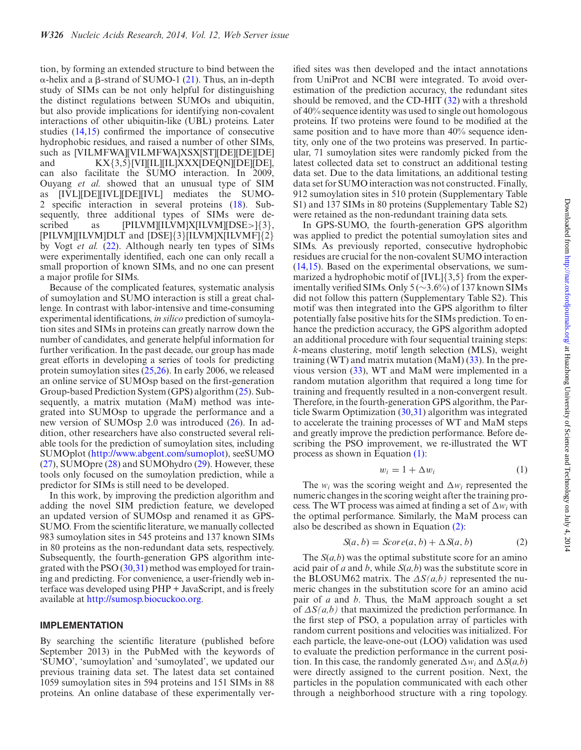tion, by forming an extended structure to bind between the α-helix and a β-strand of SUMO-1 (21). Thus, an in-depth study of SIMs can be not only helpful for distinguishing the distinct regulations between SUMOs and ubiquitin, but also provide implications for identifying non-covalent interactions of other ubiquitin-like (UBL) proteins. Later studies (14,15) confirmed the importance of consecutive hydrophobic residues, and raised a number of other SIMs, such as [VILMFWA][VILMFWA]XSX[ST][DE][DE][DE] and KX{3,5}[VI][IL][IL]XXX[DEQN][DE][DE], can also facilitate the SUMO interaction. In 2009, Ouyang *et al.* showed that an unusual type of SIM as [IVL][DE][IVL][DE][IVL] mediates the SUMO-2 specific interaction in several proteins (18). Subsequently, three additional types of SIMs were described as [PILVM][ILVM]X[ILVM][DSE>]{3}, [PILVM][ILVM]DLT and [DSE]{3}[ILVM]X[ILVMF]{2} by Vogt *et al.* (22). Although nearly ten types of SIMs were experimentally identified, each one can only recall a small proportion of known SIMs, and no one can present a major profile for SIMs.

Because of the complicated features, systematic analysis of sumoylation and SUMO interaction is still a great challenge. In contrast with labor-intensive and time-consuming experimental identifications, *in silico* prediction of sumoylation sites and SIMs in proteins can greatly narrow down the number of candidates, and generate helpful information for further verification. In the past decade, our group has made great efforts in developing a series of tools for predicting protein sumoylation sites (25,26). In early 2006, we released an online service of SUMOsp based on the first-generation Group-based Prediction System (GPS) algorithm (25). Subsequently, a matrix mutation (MaM) method was integrated into SUMOsp to upgrade the performance and a new version of SUMOsp 2.0 was introduced (26). In addition, other researchers have also constructed several reliable tools for the prediction of sumoylation sites, including SUMOplot (http://www.abgent.com/sumoplot), seeSUMO (27), SUMOpre (28) and SUMOhydro (29). However, these tools only focused on the sumoylation prediction, while a predictor for SIMs is still need to be developed.

In this work, by improving the prediction algorithm and adding the novel SIM prediction feature, we developed an updated version of SUMOsp and renamed it as GPS-SUMO. From the scientific literature, we manually collected 983 sumoylation sites in 545 proteins and 137 known SIMs in 80 proteins as the non-redundant data sets, respectively. Subsequently, the fourth-generation GPS algorithm integrated with the PSO (30,31) method was employed for training and predicting. For convenience, a user-friendly web interface was developed using PHP + JavaScript, and is freely available at http://sumosp.biocuckoo.org.

## IMPLEMENTATION

By searching the scientific literature (published before September 2013) in the PubMed with the keywords of 'SUMO', 'sumoylation' and 'sumoylated', we updated our previous training data set. The latest data set contained 1059 sumoylation sites in 594 proteins and 151 SIMs in 88 proteins. An online database of these experimentally verified sites was then developed and the intact annotations from UniProt and NCBI were integrated. To avoid overestimation of the prediction accuracy, the redundant sites should be removed, and the CD-HIT (32) with a threshold of 40% sequence identity was used to single out homologous proteins. If two proteins were found to be modified at the same position and to have more than 40% sequence identity, only one of the two proteins was preserved. In particular, 71 sumoylation sites were randomly picked from the latest collected data set to construct an additional testing data set. Due to the data limitations, an additional testing data set for SUMO interaction was not constructed. Finally, 912 sumoylation sites in 510 protein (Supplementary Table S1) and 137 SIMs in 80 proteins (Supplementary Table S2) were retained as the non-redundant training data sets.

In GPS-SUMO, the fourth-generation GPS algorithm was applied to predict the potential sumoylation sites and SIMs. As previously reported, consecutive hydrophobic residues are crucial for the non-covalent SUMO interaction (14,15). Based on the experimental observations, we summarized a hydrophobic motif of [IVL]{3,5} from the experimentally verified SIMs. Only 5 (~3.6%) of 137 known SIMs did not follow this pattern (Supplementary Table S2). This motif was then integrated into the GPS algorithm to filter potentially false positive hits for the SIMs prediction. To enhance the prediction accuracy, the GPS algorithm adopted an additional procedure with four sequential training steps: *k*-means clustering, motif length selection (MLS), weight training (WT) and matrix mutation (MaM) (33). In the previous version (33), WT and MaM were implemented in a random mutation algorithm that required a long time for training and frequently resulted in a non-convergent result. Therefore, in the fourth-generation GPS algorithm, the Particle Swarm Optimization (30,31) algorithm was integrated to accelerate the training processes of WT and MaM steps and greatly improve the prediction performance. Before describing the PSO improvement, we re-illustrated the WT process as shown in Equation (1):

$$w_i = 1 + \Delta w_i \tag{1}$$

The $w_i$ was the scoring weight and $\Delta w_i$ represented the numeric changes in the scoring weight after the training process. The WT process was aimed at finding a set of $\Delta w_i$ with the optimal performance. Similarly, the MaM process can also be described as shown in Equation (2):

$$S(a, b) = Score(a, b) + \Delta S(a, b) \tag{2}$$

The $S(a,b)$ was the optimal substitute score for an amino acid pair of $a$ and $b$, while $S(a,b)$ was the substitute score in the BLOSUM62 matrix. The $\Delta S(a,b)$ represented the numeric changes in the substitution score for an amino acid pair of $a$ and $b$. Thus, the MaM approach sought a set of $\Delta S(a,b)$ that maximized the prediction performance. In the first step of PSO, a population array of particles with random current positions and velocities was initialized. For each particle, the leave-one-out (LOO) validation was used to evaluate the prediction performance in the current position. In this case, the randomly generated $\Delta w_i$ and $\Delta S(a,b)$ were directly assigned to the current position. Next, the particles in the population communicated with each other through a neighborhood structure with a ring topology.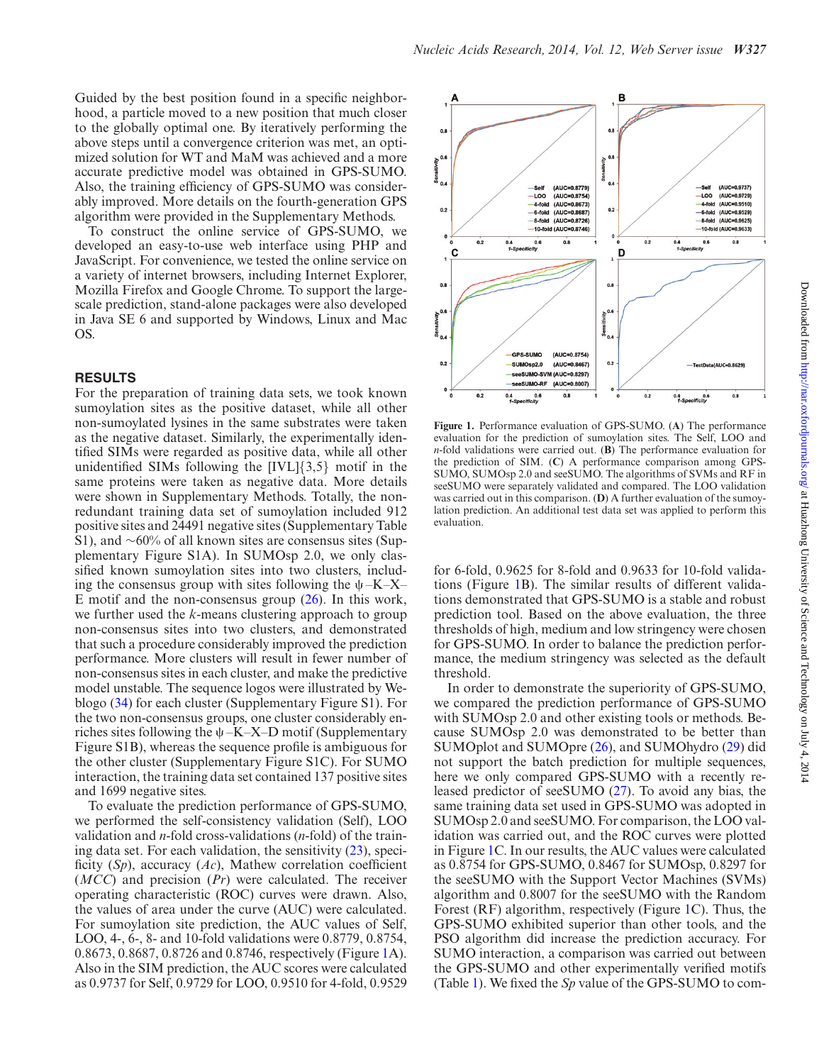Guided by the best position found in a specific neighborhood, a particle moved to a new position that much closer to the globally optimal one. By iteratively performing the above steps until a convergence criterion was met, an optimized solution for WT and MaM was achieved and a more accurate predictive model was obtained in GPS-SUMO. Also, the training efficiency of GPS-SUMO was considerably improved. More details on the fourth-generation GPS algorithm were provided in the Supplementary Methods.

To construct the online service of GPS-SUMO, we developed an easy-to-use web interface using PHP and JavaScript. For convenience, we tested the online service on a variety of internet browsers, including Internet Explorer, Mozilla Firefox and Google Chrome. To support the large-scale prediction, stand-alone packages were also developed in Java SE 6 and supported by Windows, Linux and Mac OS.

## RESULTS

For the preparation of training data sets, we took known sumoylation sites as the positive dataset, while all other non-sumoylated lysines in the same substrates were taken as the negative dataset. Similarly, the experimentally identified SIMs were regarded as positive data, while all other unidentified SIMs following the [IVL]{3,5} motif in the same proteins were taken as negative data. More details were shown in Supplementary Methods. Totally, the non-redundant training data set of sumoylation included 912 positive sites and 24491 negative sites (Supplementary Table S1), and ~60% of all known sites are consensus sites (Supplementary Figure S1A). In SUMOsp 2.0, we only classified known sumoylation sites into two clusters, including the consensus group with sites following the ψ–K–X–E motif and the non-consensus group (26). In this work, we further used the *k*-means clustering approach to group non-consensus sites into two clusters, and demonstrated that such a procedure considerably improved the prediction performance. More clusters will result in fewer number of non-consensus sites in each cluster, and make the predictive model unstable. The sequence logos were illustrated by Weblogo (34) for each cluster (Supplementary Figure S1). For the two non-consensus groups, one cluster considerably enriches sites following the ψ–K–X–D motif (Supplementary Figure S1B), whereas the sequence profile is ambiguous for the other cluster (Supplementary Figure S1C). For SUMO interaction, the training data set contained 137 positive sites and 1699 negative sites.

To evaluate the prediction performance of GPS-SUMO, we performed the self-consistency validation (Self), LOO validation and *n*-fold cross-validations (*n*-fold) of the training data set. For each validation, the sensitivity (23), specificity (*Sp*), accuracy (*Ac*), Mathew correlation coefficient (*MCC*) and precision (*Pr*) were calculated. The receiver operating characteristic (ROC) curves were drawn. Also, the values of area under the curve (AUC) were calculated. For sumoylation site prediction, the AUC values of Self, LOO, 4-, 6-, 8- and 10-fold validations were 0.8779, 0.8754, 0.8673, 0.8687, 0.8726 and 0.8746, respectively (Figure 1A). Also in the SIM prediction, the AUC scores were calculated as 0.9737 for Self, 0.9729 for LOO, 0.9510 for 4-fold, 0.9529 for 6-fold, 0.9625 for 8-fold and 0.9633 for 10-fold validations (Figure 1B). The similar results of different validations demonstrated that GPS-SUMO is a stable and robust prediction tool. Based on the above evaluation, the three thresholds of high, medium and low stringency were chosen for GPS-SUMO. In order to balance the prediction performance, the medium stringency was selected as the default threshold.

**Figure 1.** Performance evaluation of GPS-SUMO. (**A**) The performance evaluation for the prediction of sumoylation sites. The Self, LOO and *n*-fold validations were carried out. (**B**) The performance evaluation for the prediction of SIM. (**C**) A performance comparison among GPS-SUMO, SUMOsp 2.0 and seeSUMO. The algorithms of SVMs and RF in seeSUMO were separately validated and compared. The LOO validation was carried out in this comparison. (**D**) A further evaluation of the sumoylation prediction. An additional test data set was applied to perform this evaluation.

In order to demonstrate the superiority of GPS-SUMO, we compared the prediction performance of GPS-SUMO with SUMOsp 2.0 and other existing tools or methods. Because SUMOsp 2.0 was demonstrated to be better than SUMOplot and SUMOpre (26), and SUMOhydro (29) did not support the batch prediction for multiple sequences, here we only compared GPS-SUMO with a recently released predictor of seeSUMO (27). To avoid any bias, the same training data set used in GPS-SUMO was adopted in SUMOsp 2.0 and seeSUMO. For comparison, the LOO validation was carried out, and the ROC curves were plotted in Figure 1C. In our results, the AUC values were calculated as 0.8754 for GPS-SUMO, 0.8467 for SUMOsp, 0.8297 for the seeSUMO with the Support Vector Machines (SVMs) algorithm and 0.8007 for the seeSUMO with the Random Forest (RF) algorithm, respectively (Figure 1C). Thus, the GPS-SUMO exhibited superior than other tools, and the PSO algorithm did increase the prediction accuracy. For SUMO interaction, a comparison was carried out between the GPS-SUMO and other experimentally verified motifs (Table 1). We fixed the *Sp* value of the GPS-SUMO to com-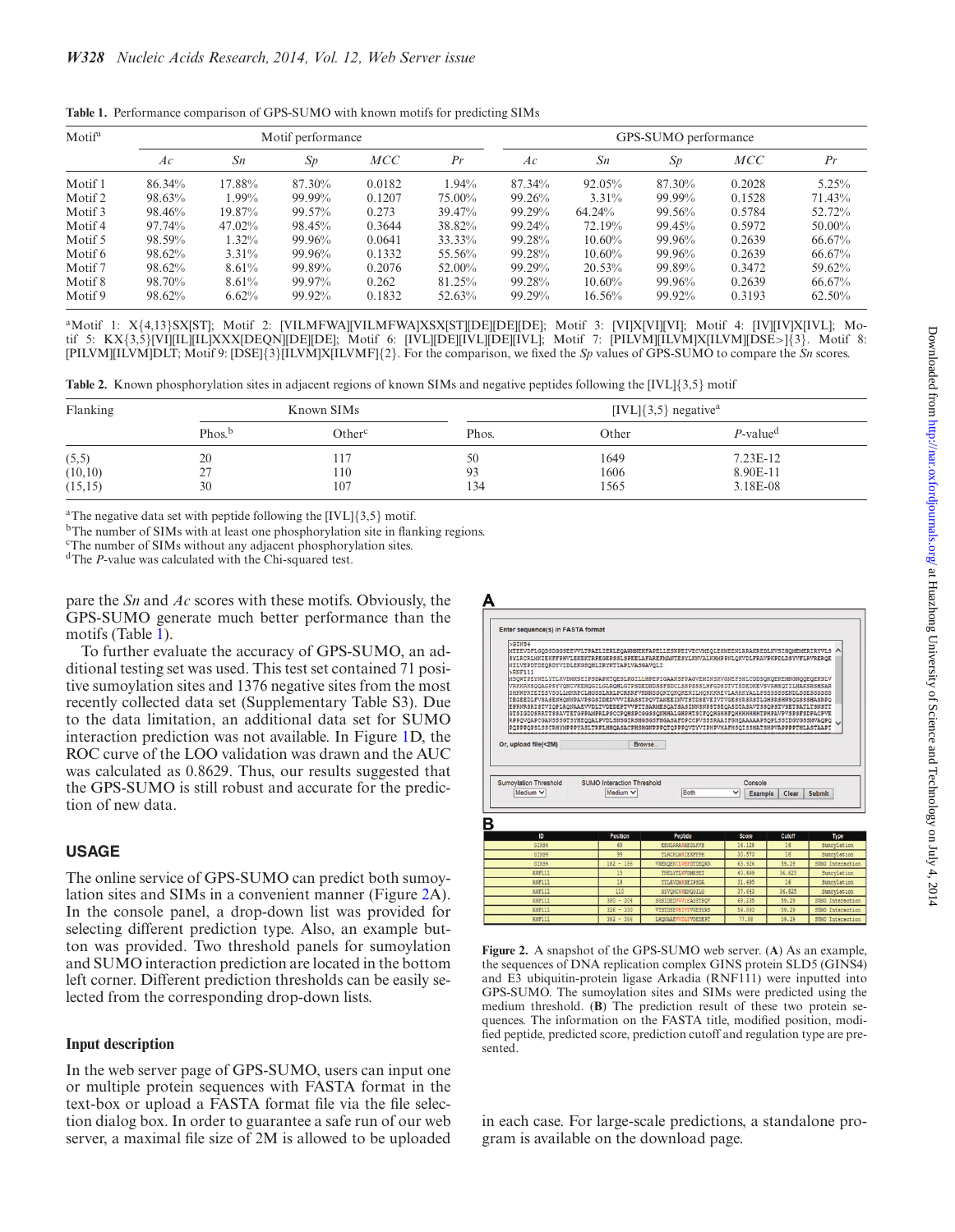**Table 1.** Performance comparison of GPS-SUMO with known motifs for predicting SIMs

| Motif[a] | Motif performance | | | | | GPS-SUMO performance | | | | |
|---|---|---|---|---|---|---|---|---|---|---|
| | *Ac* | *Sn* | *Sp* | *MCC* | *Pr* | *Ac* | *Sn* | *Sp* | *MCC* | *Pr* |
| Motif 1 | 86.34% | 17.88% | 87.30% | 0.0182 | 1.94% | 87.34% | 92.05% | 87.30% | 0.2028 | 5.25% |
| Motif 2 | 98.63% | 1.99% | 99.99% | 0.1207 | 75.00% | 99.26% | 3.31% | 99.99% | 0.1528 | 71.43% |
| Motif 3 | 98.46% | 19.87% | 99.57% | 0.273 | 39.47% | 99.29% | 64.24% | 99.56% | 0.5784 | 52.72% |
| Motif 4 | 97.74% | 47.02% | 98.45% | 0.3644 | 38.82% | 99.24% | 72.19% | 99.45% | 0.5972 | 50.00% |
| Motif 5 | 98.59% | 1.32% | 99.96% | 0.0641 | 33.33% | 99.28% | 10.60% | 99.96% | 0.2639 | 66.67% |
| Motif 6 | 98.62% | 3.31% | 99.96% | 0.1332 | 55.56% | 99.28% | 10.60% | 99.96% | 0.2639 | 66.67% |
| Motif 7 | 98.62% | 8.61% | 99.89% | 0.2076 | 52.00% | 99.29% | 20.53% | 99.89% | 0.3472 | 59.62% |
| Motif 8 | 98.70% | 8.61% | 99.97% | 0.262 | 81.25% | 99.28% | 10.60% | 99.96% | 0.2639 | 66.67% |
| Motif 9 | 98.62% | 6.62% | 99.92% | 0.1832 | 52.63% | 99.29% | 16.56% | 99.92% | 0.3193 | 62.50% |

[a]Motif 1: X{4,13}SX[ST]; Motif 2: [VILMFWA][VILMFWA]XSX[ST][DE][DE][DE]; Motif 3: [VI]X[VI][VI]; Motif 4: [IV][IV]X[IVL]; Motif 5: KX{3,5}[VI][IL][IL]XXX[DEQN][DE][DE]; Motif 6: [IVL][DE][IVL][DE][IVL]; Motif 7: [PILVM][ILVM]X[ILVM][DSE>]{3}. Motif 8: [PILVM][ILVM]DLT; Motif 9: [DSE]{3}[ILVM]X[ILVMF]{2}. For the comparison, we fixed the *Sp* values of GPS-SUMO to compare the *Sn* scores.

**Table 2.** Known phosphorylation sites in adjacent regions of known SIMs and negative peptides following the [IVL]{3,5} motif

| Flanking | Known SIMs | | [IVL]{3,5} negative[a] | | |
|---|---|---|---|---|---|
| | Phos.[b] | Other[c] | Phos. | Other | *P*-value[d] |
| (5,5) | 20 | 117 | 50 | 1649 | 7.23E-12 |
| (10,10) | 27 | 110 | 93 | 1606 | 8.90E-11 |
| (15,15) | 30 | 107 | 134 | 1565 | 3.18E-08 |

[a]The negative data set with peptide following the [IVL]{3,5} motif.
[b]The number of SIMs with at least one phosphorylation site in flanking regions.
[c]The number of SIMs without any adjacent phosphorylation sites.
[d]The *P*-value was calculated with the Chi-squared test.

pare the *Sn* and *Ac* scores with these motifs. Obviously, the GPS-SUMO generate much better performance than the motifs (Table 1).

To further evaluate the accuracy of GPS-SUMO, an additional testing set was used. This test set contained 71 positive sumoylation sites and 1376 negative sites from the most recently collected data set (Supplementary Table S3). Due to the data limitation, an additional data set for SUMO interaction prediction was not available. In Figure 1D, the ROC curve of the LOO validation was drawn and the AUC was calculated as 0.8629. Thus, our results suggested that the GPS-SUMO is still robust and accurate for the prediction of new data.

## USAGE

The online service of GPS-SUMO can predict both sumoylation sites and SIMs in a convenient manner (Figure 2A). In the console panel, a drop-down list was provided for selecting different prediction type. Also, an example button was provided. Two threshold panels for sumoylation and SUMO interaction prediction are located in the bottom left corner. Different prediction thresholds can be easily selected from the corresponding drop-down lists.

### Input description

In the web server page of GPS-SUMO, users can input one or multiple protein sequences with FASTA format in the text-box or upload a FASTA format file via the file selection dialog box. In order to guarantee a safe run of our web server, a maximal file size of 2M is allowed to be uploaded in each case. For large-scale predictions, a standalone program is available on the download page.

**Figure 2.** A snapshot of the GPS-SUMO web server. (**A**) As an example, the sequences of DNA replication complex GINS protein SLD5 (GINS4) and E3 ubiquitin-protein ligase Arkadia (RNF111) were inputted into GPS-SUMO. The sumoylation sites and SIMs were predicted using the medium threshold. (**B**) The prediction result of these two protein sequences. The information on the FASTA title, modified position, modified peptide, predicted score, prediction cutoff and regulation type are presented.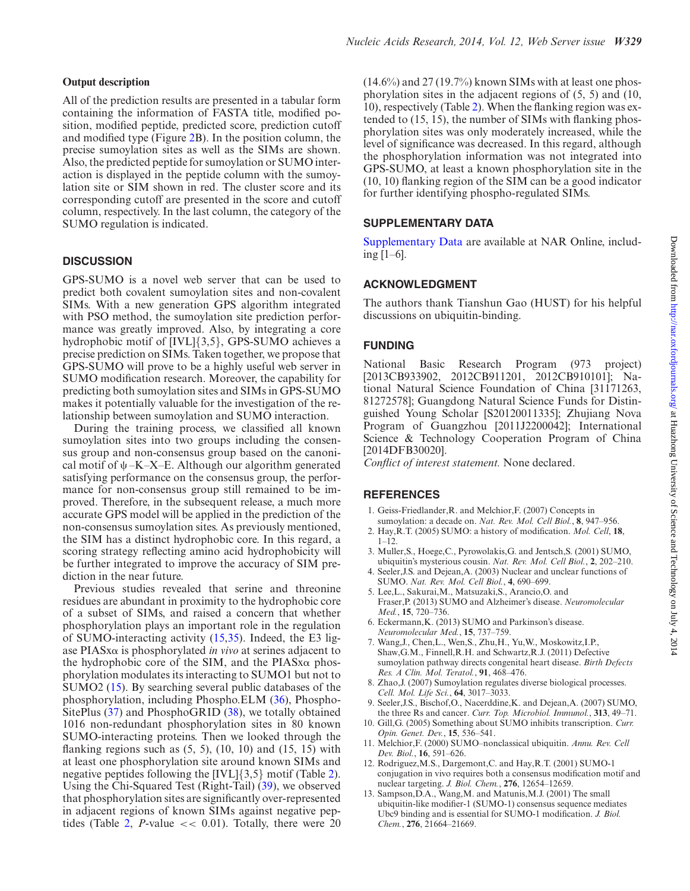### Output description

All of the prediction results are presented in a tabular form containing the information of FASTA title, modified position, modified peptide, predicted score, prediction cutoff and modified type (Figure 2B). In the position column, the precise sumoylation sites as well as the SIMs are shown. Also, the predicted peptide for sumoylation or SUMO interaction is displayed in the peptide column with the sumoylation site or SIM shown in red. The cluster score and its corresponding cutoff are presented in the score and cutoff column, respectively. In the last column, the category of the SUMO regulation is indicated.

## DISCUSSION

GPS-SUMO is a novel web server that can be used to predict both covalent sumoylation sites and non-covalent SIMs. With a new generation GPS algorithm integrated with PSO method, the sumoylation site prediction performance was greatly improved. Also, by integrating a core hydrophobic motif of [IVL]{3,5}, GPS-SUMO achieves a precise prediction on SIMs. Taken together, we propose that GPS-SUMO will prove to be a highly useful web server in SUMO modification research. Moreover, the capability for predicting both sumoylation sites and SIMs in GPS-SUMO makes it potentially valuable for the investigation of the relationship between sumoylation and SUMO interaction.

During the training process, we classified all known sumoylation sites into two groups including the consensus group and non-consensus group based on the canonical motif of ψ–K–X–E. Although our algorithm generated satisfying performance on the consensus group, the performance for non-consensus group still remained to be improved. Therefore, in the subsequent release, a much more accurate GPS model will be applied in the prediction of the non-consensus sumoylation sites. As previously mentioned, the SIM has a distinct hydrophobic core. In this regard, a scoring strategy reflecting amino acid hydrophobicity will be further integrated to improve the accuracy of SIM prediction in the near future.

Previous studies revealed that serine and threonine residues are abundant in proximity to the hydrophobic core of a subset of SIMs, and raised a concern that whether phosphorylation plays an important role in the regulation of SUMO-interacting activity (15,35). Indeed, the E3 ligase PIASxα is phosphorylated *in vivo* at serines adjacent to the hydrophobic core of the SIM, and the PIASxα phosphorylation modulates its interacting to SUMO1 but not to SUMO2 (15). By searching several public databases of the phosphorylation, including Phospho.ELM (36), PhosphoSitePlus (37) and PhosphoGRID (38), we totally obtained 1016 non-redundant phosphorylation sites in 80 known SUMO-interacting proteins. Then we looked through the flanking regions such as (5, 5), (10, 10) and (15, 15) with at least one phosphorylation site around known SIMs and negative peptides following the [IVL]{3,5} motif (Table 2). Using the Chi-Squared Test (Right-Tail) (39), we observed that phosphorylation sites are significantly over-represented in adjacent regions of known SIMs against negative peptides (Table 2, *P*-value $<<$ 0.01). Totally, there were 20 (14.6%) and 27 (19.7%) known SIMs with at least one phosphorylation sites in the adjacent regions of (5, 5) and (10, 10), respectively (Table 2). When the flanking region was extended to (15, 15), the number of SIMs with flanking phosphorylation sites was only moderately increased, while the level of significance was decreased. In this regard, although the phosphorylation information was not integrated into GPS-SUMO, at least a known phosphorylation site in the (10, 10) flanking region of the SIM can be a good indicator for further identifying phospho-regulated SIMs.

## SUPPLEMENTARY DATA

Supplementary Data are available at NAR Online, including [1–6].

## ACKNOWLEDGMENT

The authors thank Tianshun Gao (HUST) for his helpful discussions on ubiquitin-binding.

## FUNDING

National Basic Research Program (973 project) [2013CB933902, 2012CB911201, 2012CB910101]; National Natural Science Foundation of China [31171263, 81272578]; Guangdong Natural Science Funds for Distinguished Young Scholar [S20120011335]; Zhujiang Nova Program of Guangzhou [2011J2200042]; International Science & Technology Cooperation Program of China [2014DFB30020].

*Conflict of interest statement.* None declared.

## REFERENCES

1. Geiss-Friedlander,R. and Melchior,F. (2007) Concepts in sumoylation: a decade on. *Nat. Rev. Mol. Cell Biol.*, **8**, 947–956.
2. Hay,R.T. (2005) SUMO: a history of modification. *Mol. Cell*, **18**, 1–12.
3. Muller,S., Hoege,C., Pyrowolakis,G. and Jentsch,S. (2001) SUMO, ubiquitin's mysterious cousin. *Nat. Rev. Mol. Cell Biol.*, **2**, 202–210.
4. Seeler,J.S. and Dejean,A. (2003) Nuclear and unclear functions of SUMO. *Nat. Rev. Mol. Cell Biol.*, **4**, 690–699.
5. Lee,L., Sakurai,M., Matsuzaki,S., Arancio,O. and Fraser,P. (2013) SUMO and Alzheimer's disease. *Neuromolecular Med.*, **15**, 720–736.
6. Eckermann,K. (2013) SUMO and Parkinson's disease. *Neuromolecular Med.*, **15**, 737–759.
7. Wang,J., Chen,L., Wen,S., Zhu,H., Yu,W., Moskowitz,I.P., Shaw,G.M., Finnell,R.H. and Schwartz,R.J. (2011) Defective sumoylation pathway directs congenital heart disease. *Birth Defects Res. A Clin. Mol. Teratol.*, **91**, 468–476.
8. Zhao,J. (2007) Sumoylation regulates diverse biological processes. *Cell. Mol. Life Sci.*, **64**, 3017–3033.
9. Seeler,J.S., Bischof,O., Nacerddine,K. and Dejean,A. (2007) SUMO, the three Rs and cancer. *Curr. Top. Microbiol. Immunol.*, **313**, 49–71.
10. Gill,G. (2005) Something about SUMO inhibits transcription. *Curr. Opin. Genet. Dev.*, **15**, 536–541.
11. Melchior,F. (2000) SUMO–nonclassical ubiquitin. *Annu. Rev. Cell Dev. Biol.*, **16**, 591–626.
12. Rodriguez,M.S., Dargemont,C. and Hay,R.T. (2001) SUMO-1 conjugation in vivo requires both a consensus modification motif and nuclear targeting. *J. Biol. Chem.*, **276**, 12654–12659.
13. Sampson,D.A., Wang,M. and Matunis,M.J. (2001) The small ubiquitin-like modifier-1 (SUMO-1) consensus sequence mediates Ubc9 binding and is essential for SUMO-1 modification. *J. Biol. Chem.*, **276**, 21664–21669.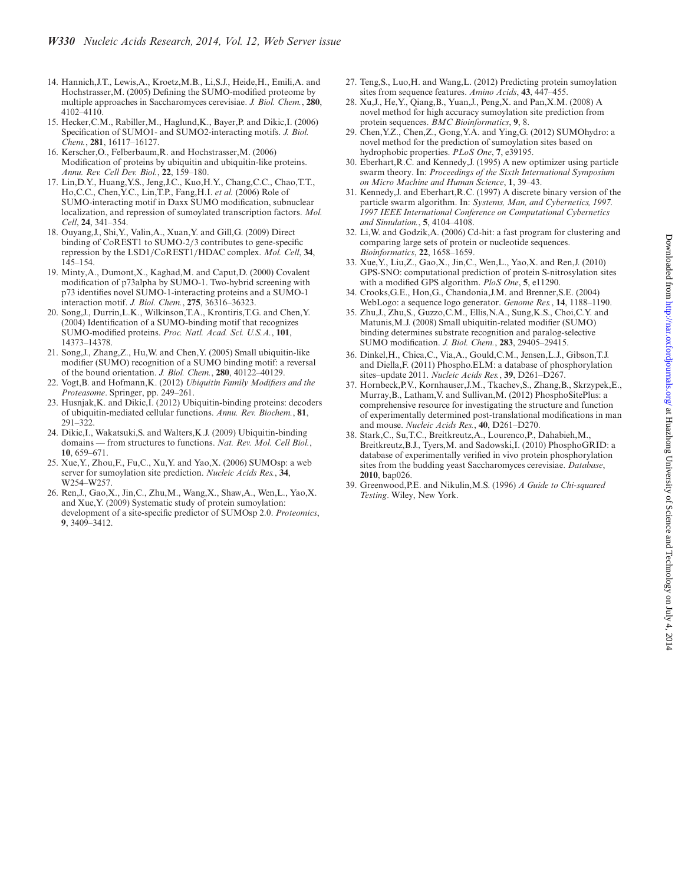14. Hannich,J.T., Lewis,A., Kroetz,M.B., Li,S.J., Heide,H., Emili,A. and Hochstrasser,M. (2005) Defining the SUMO-modified proteome by multiple approaches in Saccharomyces cerevisiae. *J. Biol. Chem.*, **280**, 4102–4110.
15. Hecker,C.M., Rabiller,M., Haglund,K., Bayer,P. and Dikic,I. (2006) Specification of SUMO1- and SUMO2-interacting motifs. *J. Biol. Chem.*, **281**, 16117–16127.
16. Kerscher,O., Felberbaum,R. and Hochstrasser,M. (2006) Modification of proteins by ubiquitin and ubiquitin-like proteins. *Annu. Rev. Cell Dev. Biol.*, **22**, 159–180.
17. Lin,D.Y., Huang,Y.S., Jeng,J.C., Kuo,H.Y., Chang,C.C., Chao,T.T., Ho,C.C., Chen,Y.C., Lin,T.P., Fang,H.I. *et al.* (2006) Role of SUMO-interacting motif in Daxx SUMO modification, subnuclear localization, and repression of sumoylated transcription factors. *Mol. Cell*, **24**, 341–354.
18. Ouyang,J., Shi,Y., Valin,A., Xuan,Y. and Gill,G. (2009) Direct binding of CoREST1 to SUMO-2/3 contributes to gene-specific repression by the LSD1/CoREST1/HDAC complex. *Mol. Cell*, **34**, 145–154.
19. Minty,A., Dumont,X., Kaghad,M. and Caput,D. (2000) Covalent modification of p73alpha by SUMO-1. Two-hybrid screening with p73 identifies novel SUMO-1-interacting proteins and a SUMO-1 interaction motif. *J. Biol. Chem.*, **275**, 36316–36323.
20. Song,J., Durrin,L.K., Wilkinson,T.A., Krontiris,T.G. and Chen,Y. (2004) Identification of a SUMO-binding motif that recognizes SUMO-modified proteins. *Proc. Natl. Acad. Sci. U.S.A.*, **101**, 14373–14378.
21. Song,J., Zhang,Z., Hu,W. and Chen,Y. (2005) Small ubiquitin-like modifier (SUMO) recognition of a SUMO binding motif: a reversal of the bound orientation. *J. Biol. Chem.*, **280**, 40122–40129.
22. Vogt,B. and Hofmann,K. (2012) *Ubiquitin Family Modifiers and the Proteasome*. Springer, pp. 249–261.
23. Husnjak,K. and Dikic,I. (2012) Ubiquitin-binding proteins: decoders of ubiquitin-mediated cellular functions. *Annu. Rev. Biochem.*, **81**, 291–322.
24. Dikic,I., Wakatsuki,S. and Walters,K.J. (2009) Ubiquitin-binding domains — from structures to functions. *Nat. Rev. Mol. Cell Biol.*, **10**, 659–671.
25. Xue,Y., Zhou,F., Fu,C., Xu,Y. and Yao,X. (2006) SUMOsp: a web server for sumoylation site prediction. *Nucleic Acids Res.*, **34**, W254–W257.
26. Ren,J., Gao,X., Jin,C., Zhu,M., Wang,X., Shaw,A., Wen,L., Yao,X. and Xue,Y. (2009) Systematic study of protein sumoylation: development of a site-specific predictor of SUMOsp 2.0. *Proteomics*, **9**, 3409–3412.
27. Teng,S., Luo,H. and Wang,L. (2012) Predicting protein sumoylation sites from sequence features. *Amino Acids*, **43**, 447–455.
28. Xu,J., He,Y., Qiang,B., Yuan,J., Peng,X. and Pan,X.M. (2008) A novel method for high accuracy sumoylation site prediction from protein sequences. *BMC Bioinformatics*, **9**, 8.
29. Chen,Y.Z., Chen,Z., Gong,Y.A. and Ying,G. (2012) SUMOhydro: a novel method for the prediction of sumoylation sites based on hydrophobic properties. *PLoS One*, **7**, e39195.
30. Eberhart,R.C. and Kennedy,J. (1995) A new optimizer using particle swarm theory. In: *Proceedings of the Sixth International Symposium on Micro Machine and Human Science*, **1**, 39–43.
31. Kennedy,J. and Eberhart,R.C. (1997) A discrete binary version of the particle swarm algorithm. In: *Systems, Man, and Cybernetics, 1997. 1997 IEEE International Conference on Computational Cybernetics and Simulation.*, **5**, 4104–4108.
32. Li,W. and Godzik,A. (2006) Cd-hit: a fast program for clustering and comparing large sets of protein or nucleotide sequences. *Bioinformatics*, **22**, 1658–1659.
33. Xue,Y., Liu,Z., Gao,X., Jin,C., Wen,L., Yao,X. and Ren,J. (2010) GPS-SNO: computational prediction of protein S-nitrosylation sites with a modified GPS algorithm. *PloS One*, **5**, e11290.
34. Crooks,G.E., Hon,G., Chandonia,J.M. and Brenner,S.E. (2004) WebLogo: a sequence logo generator. *Genome Res.*, **14**, 1188–1190.
35. Zhu,J., Zhu,S., Guzzo,C.M., Ellis,N.A., Sung,K.S., Choi,C.Y. and Matunis,M.J. (2008) Small ubiquitin-related modifier (SUMO) binding determines substrate recognition and paralog-selective SUMO modification. *J. Biol. Chem.*, **283**, 29405–29415.
36. Dinkel,H., Chica,C., Via,A., Gould,C.M., Jensen,L.J., Gibson,T.J. and Diella,F. (2011) Phospho.ELM: a database of phosphorylation sites–update 2011. *Nucleic Acids Res.*, **39**, D261–D267.
37. Hornbeck,P.V., Kornhauser,J.M., Tkachev,S., Zhang,B., Skrzypek,E., Murray,B., Latham,V. and Sullivan,M. (2012) PhosphoSitePlus: a comprehensive resource for investigating the structure and function of experimentally determined post-translational modifications in man and mouse. *Nucleic Acids Res.*, **40**, D261–D270.
38. Stark,C., Su,T.C., Breitkreutz,A., Lourenco,P., Dahabieh,M., Breitkreutz,B.J., Tyers,M. and Sadowski,I. (2010) PhosphoGRID: a database of experimentally verified in vivo protein phosphorylation sites from the budding yeast Saccharomyces cerevisiae. *Database*, **2010**, bap026.
39. Greenwood,P.E. and Nikulin,M.S. (1996) *A Guide to Chi-squared Testing*. Wiley, New York.